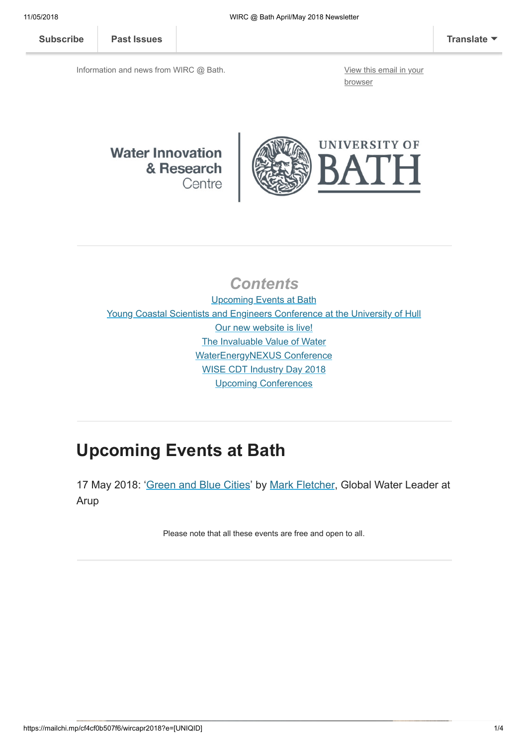Subscribe | Past Issues | Translate

Information and news from WIRC @ Bath.

View this email in your browser

Water Innovation & Research Centre | UNIVERSITY OF BATH

## *Contents*

Upcoming Events at Bath
Young Coastal Scientists and Engineers Conference at the University of Hull
Our new website is live!
The Invaluable Value of Water
WaterEnergyNEXUS Conference
WISE CDT Industry Day 2018
Upcoming Conferences

# Upcoming Events at Bath

17 May 2018: 'Green and Blue Cities' by Mark Fletcher, Global Water Leader at Arup

Please note that all these events are free and open to all.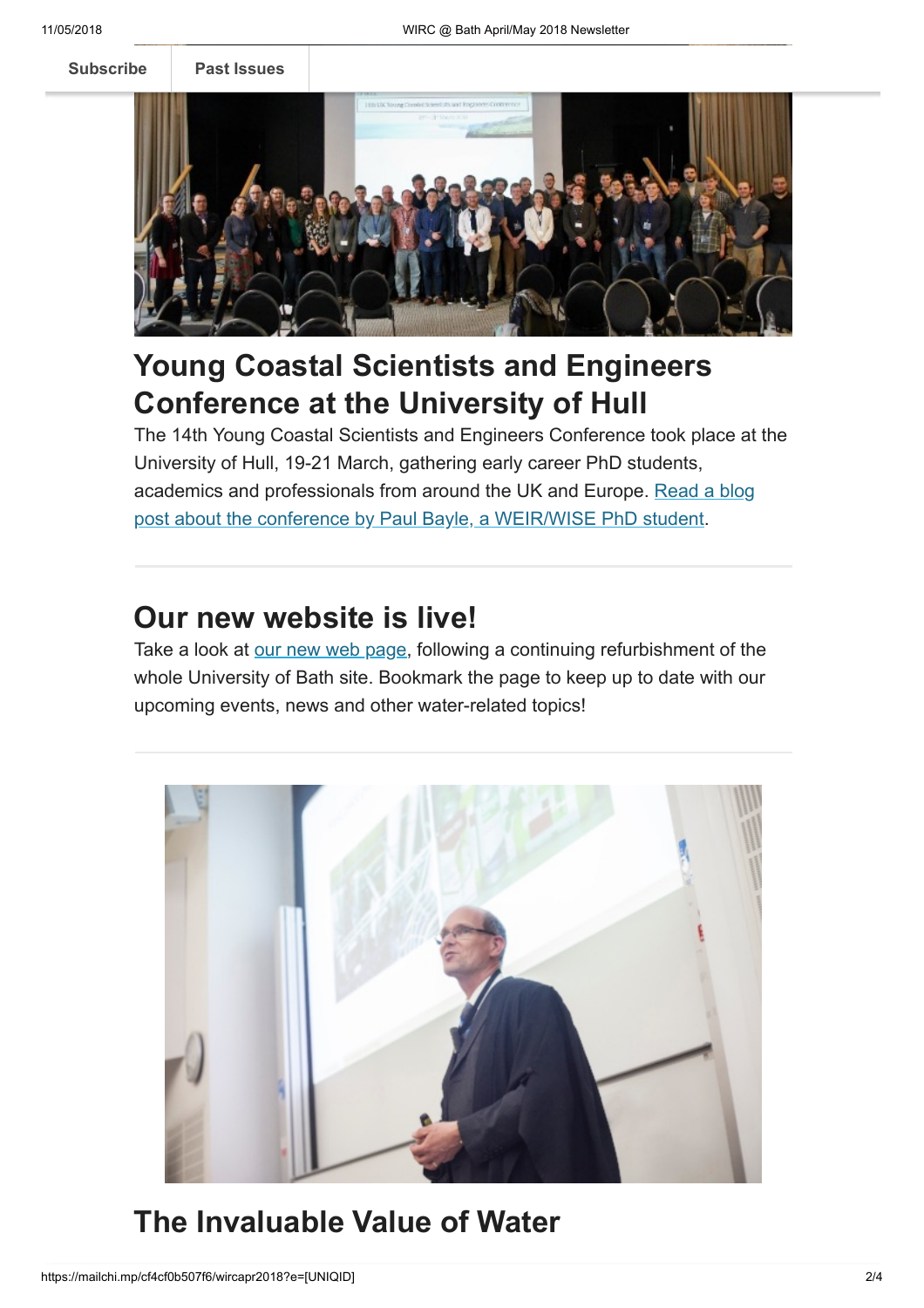Subscribe | Past Issues

## Young Coastal Scientists and Engineers Conference at the University of Hull

The 14th Young Coastal Scientists and Engineers Conference took place at the University of Hull, 19-21 March, gathering early career PhD students, academics and professionals from around the UK and Europe. Read a blog post about the conference by Paul Bayle, a WEIR/WISE PhD student.

## Our new website is live!

Take a look at our new web page, following a continuing refurbishment of the whole University of Bath site. Bookmark the page to keep up to date with our upcoming events, news and other water-related topics!

## The Invaluable Value of Water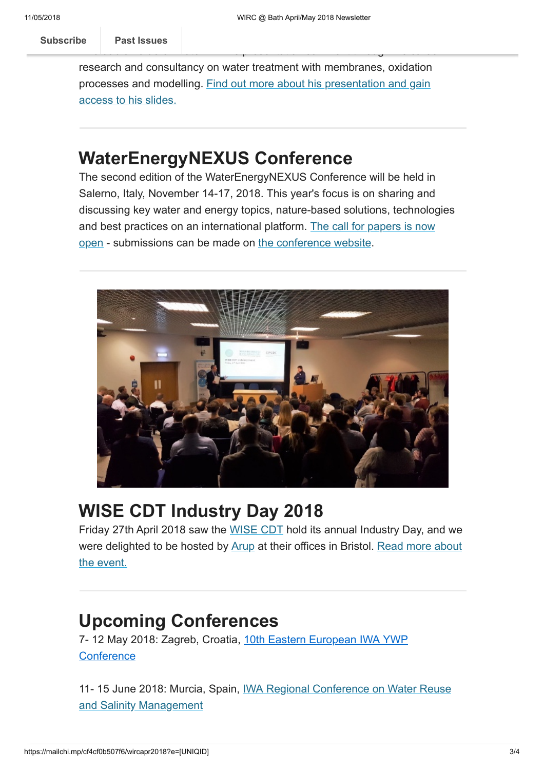research and consultancy on water treatment with membranes, oxidation processes and modelling. [Find out more about his presentation and gain access to his slides.]

## WaterEnergyNEXUS Conference

The second edition of the WaterEnergyNEXUS Conference will be held in Salerno, Italy, November 14-17, 2018. This year's focus is on sharing and discussing key water and energy topics, nature-based solutions, technologies and best practices on an international platform. [The call for papers is now open] - submissions can be made on [the conference website].

## WISE CDT Industry Day 2018

Friday 27th April 2018 saw the [WISE CDT] hold its annual Industry Day, and we were delighted to be hosted by [Arup] at their offices in Bristol. [Read more about the event.]

## Upcoming Conferences

7- 12 May 2018: Zagreb, Croatia, [10th Eastern European IWA YWP Conference]

11- 15 June 2018: Murcia, Spain, [IWA Regional Conference on Water Reuse and Salinity Management]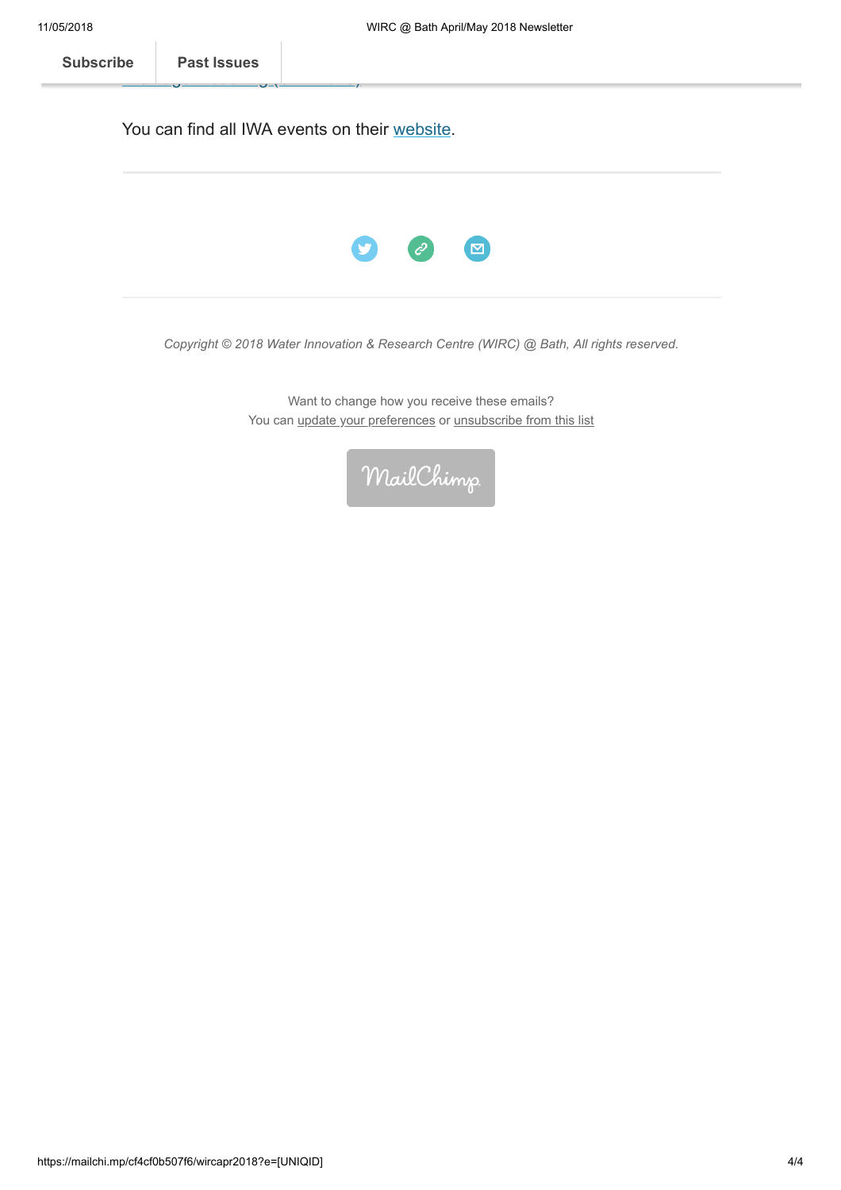You can find all IWA events on their website.

*Copyright © 2018 Water Innovation & Research Centre (WIRC) @ Bath, All rights reserved.*

Want to change how you receive these emails?
You can update your preferences or unsubscribe from this list